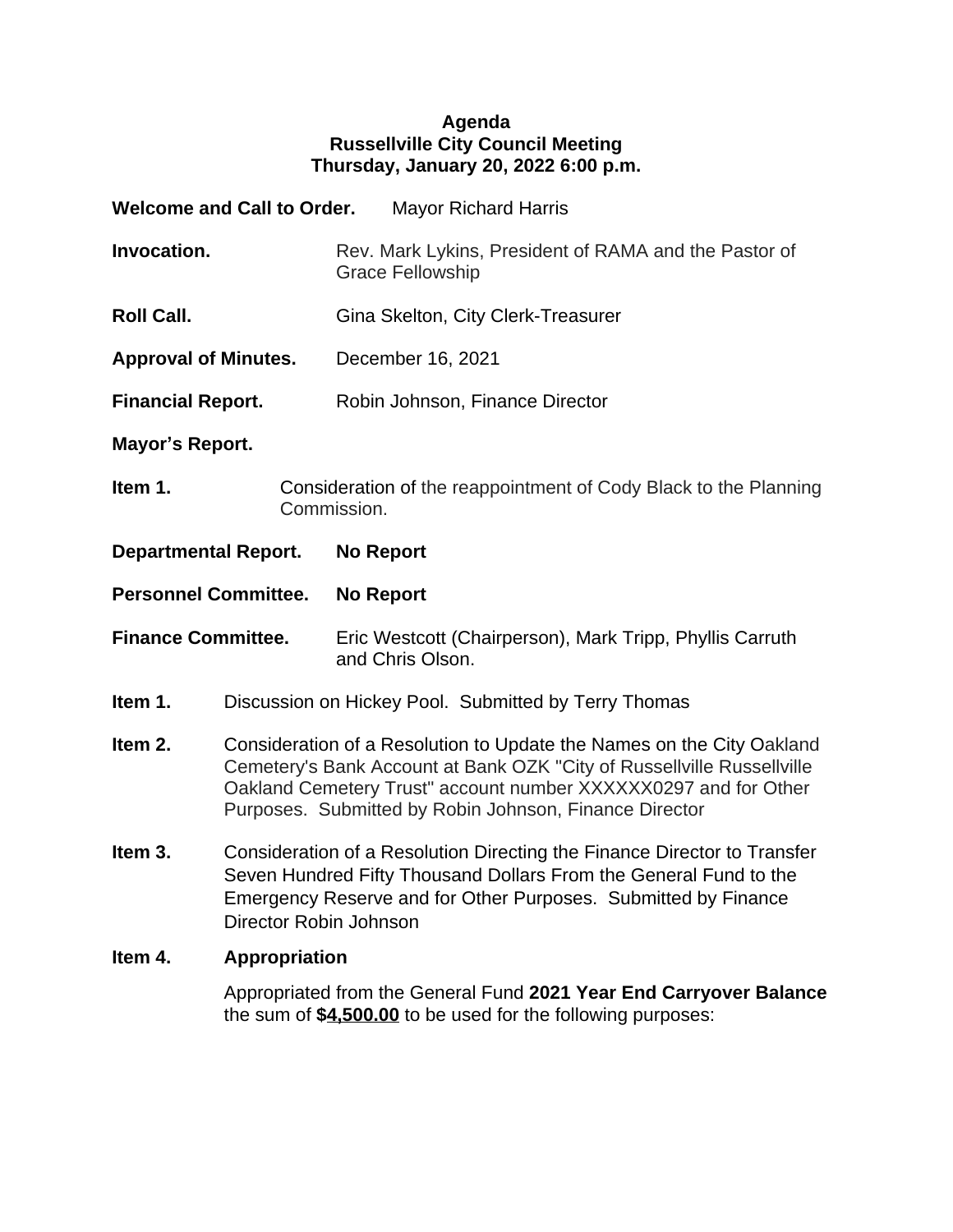**Agenda**
**Russellville City Council Meeting**
**Thursday, January 20, 2022 6:00 p.m.**

**Welcome and Call to Order.** Mayor Richard Harris

**Invocation.** Rev. Mark Lykins, President of RAMA and the Pastor of Grace Fellowship

**Roll Call.** Gina Skelton, City Clerk-Treasurer

**Approval of Minutes.** December 16, 2021

**Financial Report.** Robin Johnson, Finance Director

**Mayor's Report.**

**Item 1.** Consideration of the reappointment of Cody Black to the Planning Commission.

**Departmental Report.** **No Report**

**Personnel Committee.** **No Report**

**Finance Committee.** Eric Westcott (Chairperson), Mark Tripp, Phyllis Carruth and Chris Olson.

**Item 1.** Discussion on Hickey Pool. Submitted by Terry Thomas

**Item 2.** Consideration of a Resolution to Update the Names on the City Oakland Cemetery's Bank Account at Bank OZK "City of Russellville Russellville Oakland Cemetery Trust" account number XXXXXX0297 and for Other Purposes. Submitted by Robin Johnson, Finance Director

**Item 3.** Consideration of a Resolution Directing the Finance Director to Transfer Seven Hundred Fifty Thousand Dollars From the General Fund to the Emergency Reserve and for Other Purposes. Submitted by Finance Director Robin Johnson

**Item 4.** **Appropriation**

Appropriated from the General Fund **2021 Year End Carryover Balance** the sum of **$<u>4,500.00</u>** to be used for the following purposes: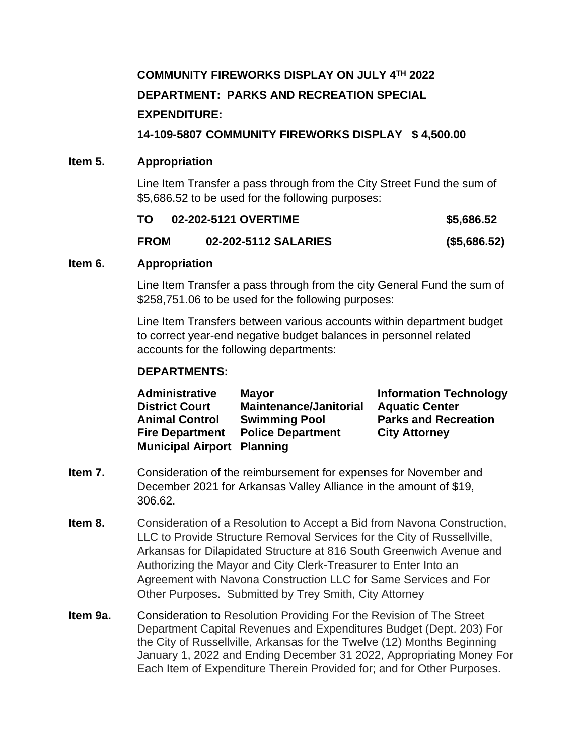**COMMUNITY FIREWORKS DISPLAY ON JULY 4TH 2022**

**DEPARTMENT: PARKS AND RECREATION SPECIAL**

**EXPENDITURE:**

**14-109-5807 COMMUNITY FIREWORKS DISPLAY $ 4,500.00**

**Item 5. Appropriation**

Line Item Transfer a pass through from the City Street Fund the sum of $5,686.52 to be used for the following purposes:

| | | |
|---|---|---|
| **TO** | **02-202-5121 OVERTIME** | **$5,686.52** |
| **FROM** | **02-202-5112 SALARIES** | **($5,686.52)** |

**Item 6. Appropriation**

Line Item Transfer a pass through from the city General Fund the sum of $258,751.06 to be used for the following purposes:

Line Item Transfers between various accounts within department budget to correct year-end negative budget balances in personnel related accounts for the following departments:

**DEPARTMENTS:**

| | | |
|---|---|---|
| **Administrative** | **Mayor** | **Information Technology** |
| **District Court** | **Maintenance/Janitorial** | **Aquatic Center** |
| **Animal Control** | **Swimming Pool** | **Parks and Recreation** |
| **Fire Department** | **Police Department** | **City Attorney** |
| **Municipal Airport** | **Planning** | |

**Item 7.** Consideration of the reimbursement for expenses for November and December 2021 for Arkansas Valley Alliance in the amount of $19, 306.62.

**Item 8.** Consideration of a Resolution to Accept a Bid from Navona Construction, LLC to Provide Structure Removal Services for the City of Russellville, Arkansas for Dilapidated Structure at 816 South Greenwich Avenue and Authorizing the Mayor and City Clerk-Treasurer to Enter Into an Agreement with Navona Construction LLC for Same Services and For Other Purposes. Submitted by Trey Smith, City Attorney

**Item 9a.** Consideration to Resolution Providing For the Revision of The Street Department Capital Revenues and Expenditures Budget (Dept. 203) For the City of Russellville, Arkansas for the Twelve (12) Months Beginning January 1, 2022 and Ending December 31 2022, Appropriating Money For Each Item of Expenditure Therein Provided for; and for Other Purposes.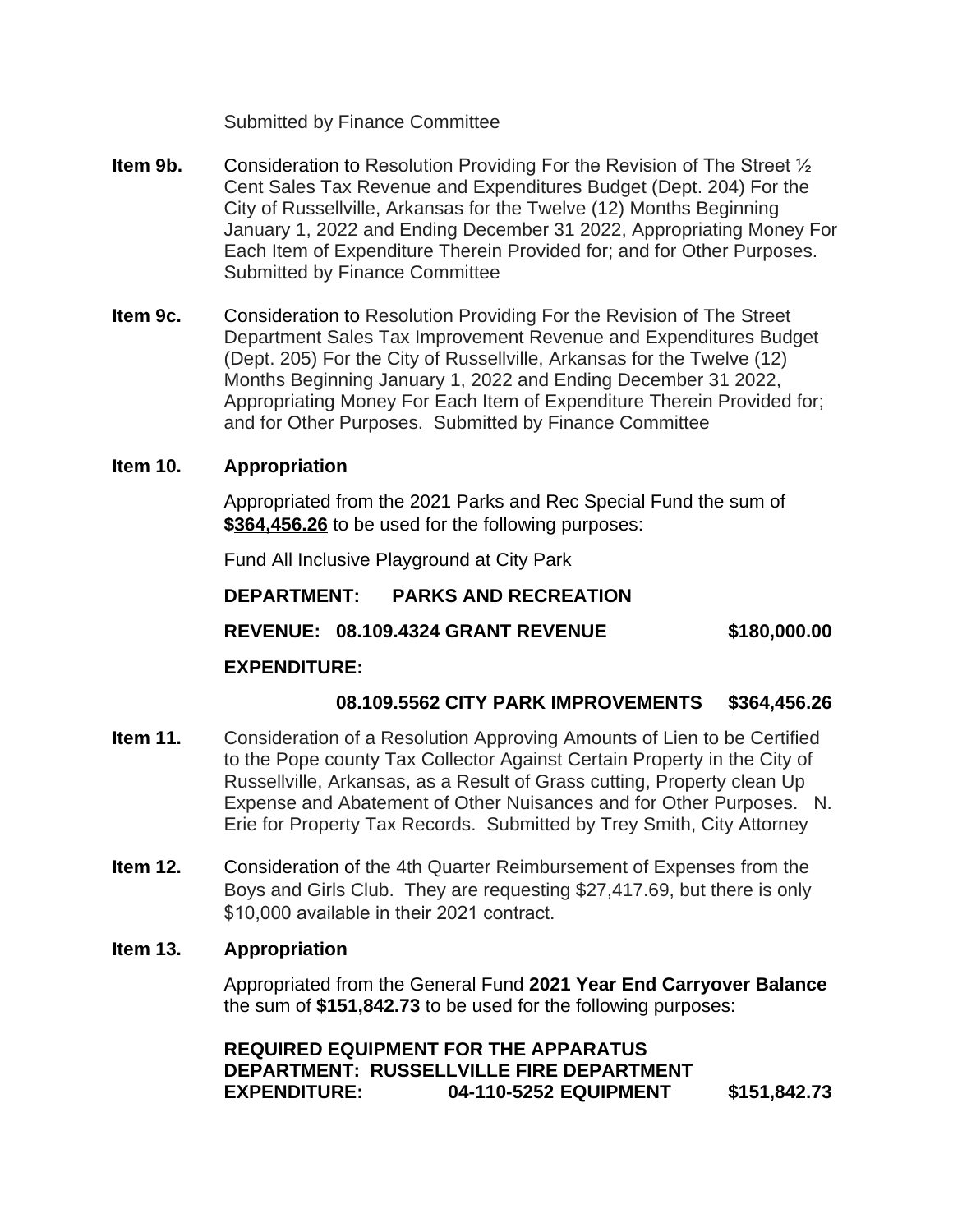Submitted by Finance Committee

**Item 9b.** Consideration to Resolution Providing For the Revision of The Street ½ Cent Sales Tax Revenue and Expenditures Budget (Dept. 204) For the City of Russellville, Arkansas for the Twelve (12) Months Beginning January 1, 2022 and Ending December 31 2022, Appropriating Money For Each Item of Expenditure Therein Provided for; and for Other Purposes. Submitted by Finance Committee

**Item 9c.** Consideration to Resolution Providing For the Revision of The Street Department Sales Tax Improvement Revenue and Expenditures Budget (Dept. 205) For the City of Russellville, Arkansas for the Twelve (12) Months Beginning January 1, 2022 and Ending December 31 2022, Appropriating Money For Each Item of Expenditure Therein Provided for; and for Other Purposes. Submitted by Finance Committee

**Item 10. Appropriation**

Appropriated from the 2021 Parks and Rec Special Fund the sum of **$364,456.26** to be used for the following purposes:

Fund All Inclusive Playground at City Park

**DEPARTMENT: PARKS AND RECREATION**

**REVENUE: 08.109.4324 GRANT REVENUE $180,000.00**

**EXPENDITURE:**

**08.109.5562 CITY PARK IMPROVEMENTS $364,456.26**

**Item 11.** Consideration of a Resolution Approving Amounts of Lien to be Certified to the Pope county Tax Collector Against Certain Property in the City of Russellville, Arkansas, as a Result of Grass cutting, Property clean Up Expense and Abatement of Other Nuisances and for Other Purposes. N. Erie for Property Tax Records. Submitted by Trey Smith, City Attorney

**Item 12.** Consideration of the 4th Quarter Reimbursement of Expenses from the Boys and Girls Club. They are requesting $27,417.69, but there is only $10,000 available in their 2021 contract.

**Item 13. Appropriation**

Appropriated from the General Fund **2021 Year End Carryover Balance** the sum of **$151,842.73** to be used for the following purposes:

**REQUIRED EQUIPMENT FOR THE APPARATUS**
**DEPARTMENT: RUSSELLVILLE FIRE DEPARTMENT**
**EXPENDITURE: 04-110-5252 EQUIPMENT $151,842.73**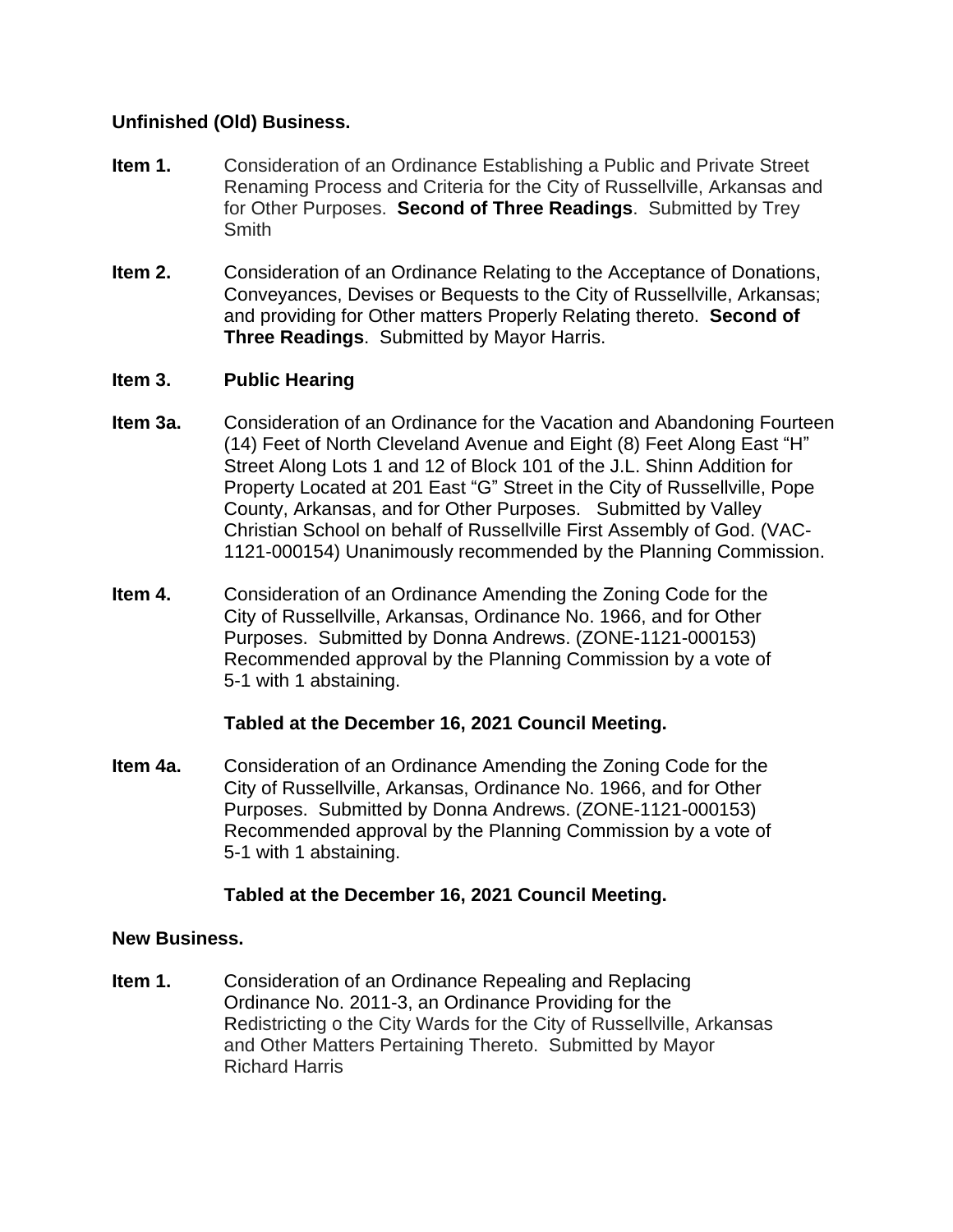**Unfinished (Old) Business.**

**Item 1.** Consideration of an Ordinance Establishing a Public and Private Street Renaming Process and Criteria for the City of Russellville, Arkansas and for Other Purposes. **Second of Three Readings**. Submitted by Trey Smith

**Item 2.** Consideration of an Ordinance Relating to the Acceptance of Donations, Conveyances, Devises or Bequests to the City of Russellville, Arkansas; and providing for Other matters Properly Relating thereto. **Second of Three Readings**. Submitted by Mayor Harris.

**Item 3. Public Hearing**

**Item 3a.** Consideration of an Ordinance for the Vacation and Abandoning Fourteen (14) Feet of North Cleveland Avenue and Eight (8) Feet Along East "H" Street Along Lots 1 and 12 of Block 101 of the J.L. Shinn Addition for Property Located at 201 East "G" Street in the City of Russellville, Pope County, Arkansas, and for Other Purposes. Submitted by Valley Christian School on behalf of Russellville First Assembly of God. (VAC-1121-000154) Unanimously recommended by the Planning Commission.

**Item 4.** Consideration of an Ordinance Amending the Zoning Code for the City of Russellville, Arkansas, Ordinance No. 1966, and for Other Purposes. Submitted by Donna Andrews. (ZONE-1121-000153) Recommended approval by the Planning Commission by a vote of 5-1 with 1 abstaining.

**Tabled at the December 16, 2021 Council Meeting.**

**Item 4a.** Consideration of an Ordinance Amending the Zoning Code for the City of Russellville, Arkansas, Ordinance No. 1966, and for Other Purposes. Submitted by Donna Andrews. (ZONE-1121-000153) Recommended approval by the Planning Commission by a vote of 5-1 with 1 abstaining.

**Tabled at the December 16, 2021 Council Meeting.**

**New Business.**

**Item 1.** Consideration of an Ordinance Repealing and Replacing Ordinance No. 2011-3, an Ordinance Providing for the Redistricting o the City Wards for the City of Russellville, Arkansas and Other Matters Pertaining Thereto. Submitted by Mayor Richard Harris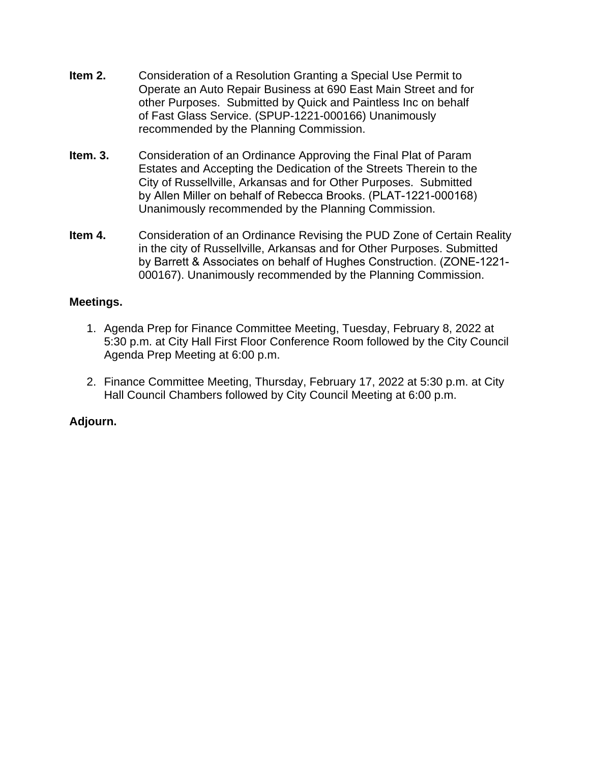**Item 2.** Consideration of a Resolution Granting a Special Use Permit to Operate an Auto Repair Business at 690 East Main Street and for other Purposes. Submitted by Quick and Paintless Inc on behalf of Fast Glass Service. (SPUP-1221-000166) Unanimously recommended by the Planning Commission.

**Item. 3.** Consideration of an Ordinance Approving the Final Plat of Param Estates and Accepting the Dedication of the Streets Therein to the City of Russellville, Arkansas and for Other Purposes. Submitted by Allen Miller on behalf of Rebecca Brooks. (PLAT-1221-000168) Unanimously recommended by the Planning Commission.

**Item 4.** Consideration of an Ordinance Revising the PUD Zone of Certain Reality in the city of Russellville, Arkansas and for Other Purposes. Submitted by Barrett & Associates on behalf of Hughes Construction. (ZONE-1221-000167). Unanimously recommended by the Planning Commission.

**Meetings.**

1. Agenda Prep for Finance Committee Meeting, Tuesday, February 8, 2022 at 5:30 p.m. at City Hall First Floor Conference Room followed by the City Council Agenda Prep Meeting at 6:00 p.m.

2. Finance Committee Meeting, Thursday, February 17, 2022 at 5:30 p.m. at City Hall Council Chambers followed by City Council Meeting at 6:00 p.m.

**Adjourn.**